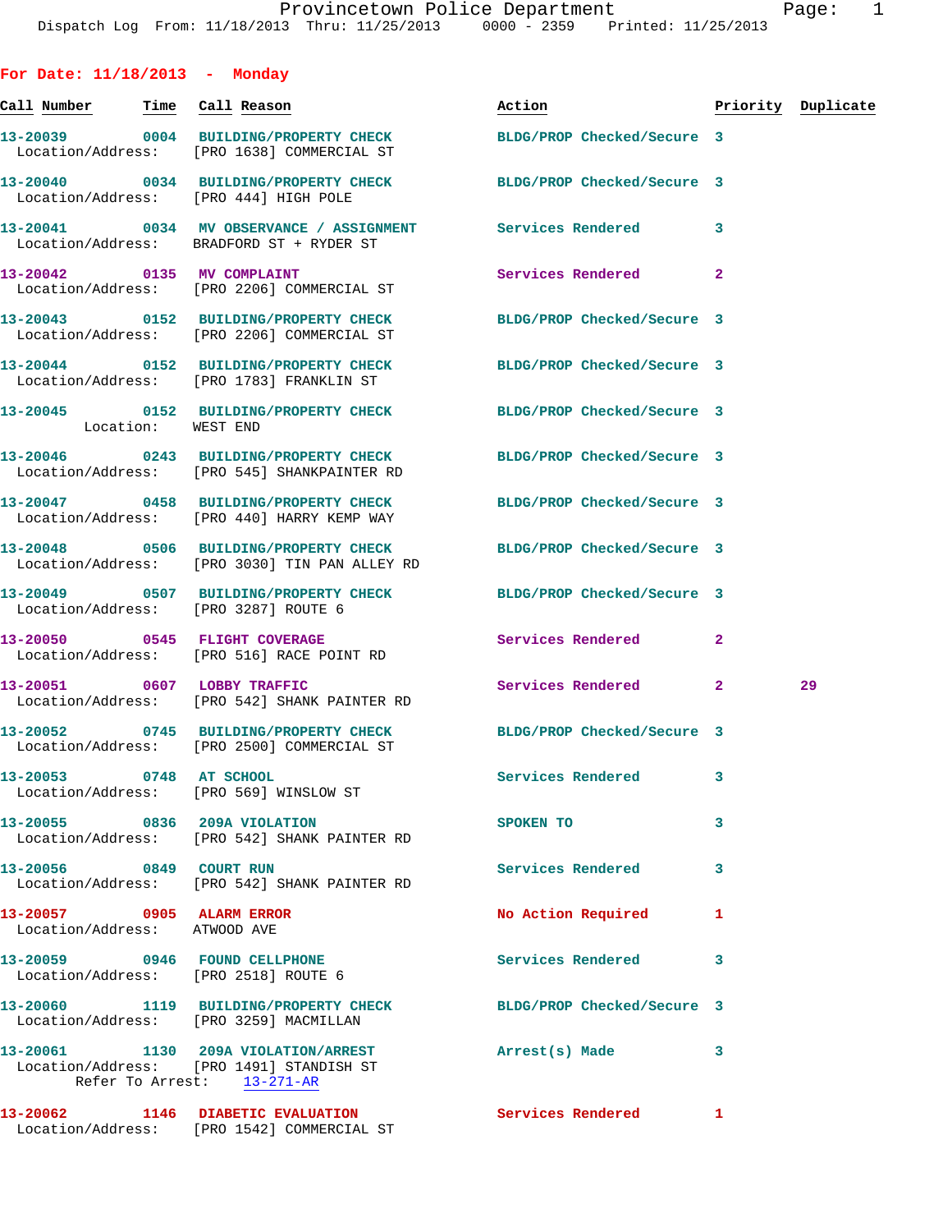Provincetown Police Department
Dispatch Log From: 11/18/2013 Thru: 11/25/2013 0000 - 2359 Printed: 11/25/2013

## For Date: 11/18/2013 - Monday

| Call Number | Time | Call Reason | Action | Priority | Duplicate |
|---|---|---|---|---|---|
| 13-20039 | 0004 | BUILDING/PROPERTY CHECK | BLDG/PROP Checked/Secure | 3 | |
| Location/Address: | | [PRO 1638] COMMERCIAL ST | | | |
| 13-20040 | 0034 | BUILDING/PROPERTY CHECK | BLDG/PROP Checked/Secure | 3 | |
| Location/Address: | | [PRO 444] HIGH POLE | | | |
| 13-20041 | 0034 | MV OBSERVANCE / ASSIGNMENT | Services Rendered | 3 | |
| Location/Address: | | BRADFORD ST + RYDER ST | | | |
| 13-20042 | 0135 | MV COMPLAINT | Services Rendered | 2 | |
| Location/Address: | | [PRO 2206] COMMERCIAL ST | | | |
| 13-20043 | 0152 | BUILDING/PROPERTY CHECK | BLDG/PROP Checked/Secure | 3 | |
| Location/Address: | | [PRO 2206] COMMERCIAL ST | | | |
| 13-20044 | 0152 | BUILDING/PROPERTY CHECK | BLDG/PROP Checked/Secure | 3 | |
| Location/Address: | | [PRO 1783] FRANKLIN ST | | | |
| 13-20045 | 0152 | BUILDING/PROPERTY CHECK | BLDG/PROP Checked/Secure | 3 | |
| Location: | | WEST END | | | |
| 13-20046 | 0243 | BUILDING/PROPERTY CHECK | BLDG/PROP Checked/Secure | 3 | |
| Location/Address: | | [PRO 545] SHANKPAINTER RD | | | |
| 13-20047 | 0458 | BUILDING/PROPERTY CHECK | BLDG/PROP Checked/Secure | 3 | |
| Location/Address: | | [PRO 440] HARRY KEMP WAY | | | |
| 13-20048 | 0506 | BUILDING/PROPERTY CHECK | BLDG/PROP Checked/Secure | 3 | |
| Location/Address: | | [PRO 3030] TIN PAN ALLEY RD | | | |
| 13-20049 | 0507 | BUILDING/PROPERTY CHECK | BLDG/PROP Checked/Secure | 3 | |
| Location/Address: | | [PRO 3287] ROUTE 6 | | | |
| 13-20050 | 0545 | FLIGHT COVERAGE | Services Rendered | 2 | |
| Location/Address: | | [PRO 516] RACE POINT RD | | | |
| 13-20051 | 0607 | LOBBY TRAFFIC | Services Rendered | 2 | 29 |
| Location/Address: | | [PRO 542] SHANK PAINTER RD | | | |
| 13-20052 | 0745 | BUILDING/PROPERTY CHECK | BLDG/PROP Checked/Secure | 3 | |
| Location/Address: | | [PRO 2500] COMMERCIAL ST | | | |
| 13-20053 | 0748 | AT SCHOOL | Services Rendered | 3 | |
| Location/Address: | | [PRO 569] WINSLOW ST | | | |
| 13-20055 | 0836 | 209A VIOLATION | SPOKEN TO | 3 | |
| Location/Address: | | [PRO 542] SHANK PAINTER RD | | | |
| 13-20056 | 0849 | COURT RUN | Services Rendered | 3 | |
| Location/Address: | | [PRO 542] SHANK PAINTER RD | | | |
| 13-20057 | 0905 | ALARM ERROR | No Action Required | 1 | |
| Location/Address: | | ATWOOD AVE | | | |
| 13-20059 | 0946 | FOUND CELLPHONE | Services Rendered | 3 | |
| Location/Address: | | [PRO 2518] ROUTE 6 | | | |
| 13-20060 | 1119 | BUILDING/PROPERTY CHECK | BLDG/PROP Checked/Secure | 3 | |
| Location/Address: | | [PRO 3259] MACMILLAN | | | |
| 13-20061 | 1130 | 209A VIOLATION/ARREST | Arrest(s) Made | 3 | |
| Location/Address: | | [PRO 1491] STANDISH ST | | | |
| Refer To Arrest: | | 13-271-AR | | | |
| 13-20062 | 1146 | DIABETIC EVALUATION | Services Rendered | 1 | |
| Location/Address: | | [PRO 1542] COMMERCIAL ST | | | |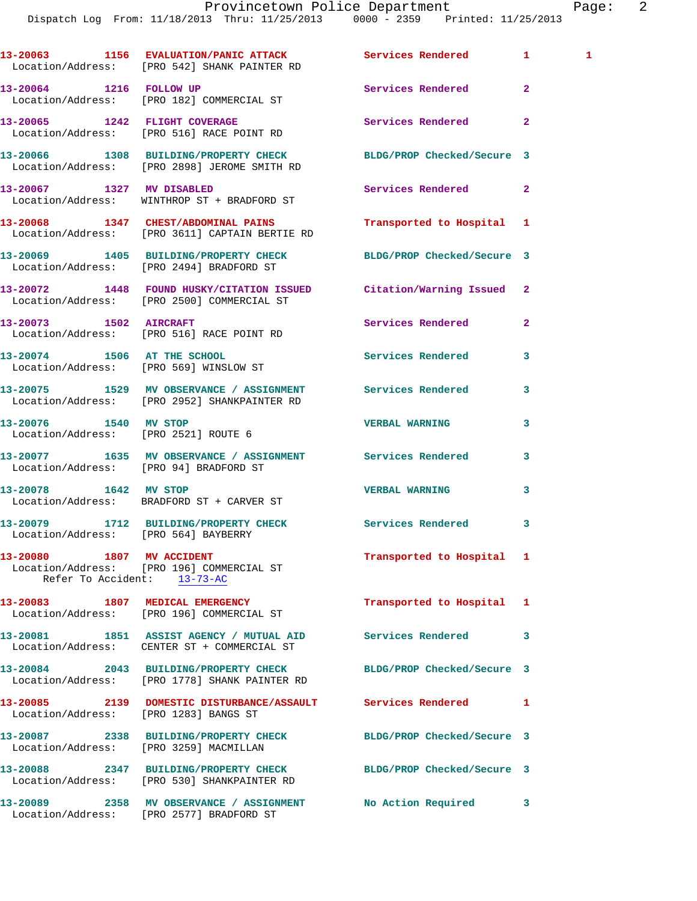13-20063 1156 EVALUATION/PANIC ATTACK Services Rendered 1 1
Location/Address: [PRO 542] SHANK PAINTER RD

13-20064 1216 FOLLOW UP Services Rendered 2
Location/Address: [PRO 182] COMMERCIAL ST

13-20065 1242 FLIGHT COVERAGE Services Rendered 2
Location/Address: [PRO 516] RACE POINT RD

13-20066 1308 BUILDING/PROPERTY CHECK BLDG/PROP Checked/Secure 3
Location/Address: [PRO 2898] JEROME SMITH RD

13-20067 1327 MV DISABLED Services Rendered 2
Location/Address: WINTHROP ST + BRADFORD ST

13-20068 1347 CHEST/ABDOMINAL PAINS Transported to Hospital 1
Location/Address: [PRO 3611] CAPTAIN BERTIE RD

13-20069 1405 BUILDING/PROPERTY CHECK BLDG/PROP Checked/Secure 3
Location/Address: [PRO 2494] BRADFORD ST

13-20072 1448 FOUND HUSKY/CITATION ISSUED Citation/Warning Issued 2
Location/Address: [PRO 2500] COMMERCIAL ST

13-20073 1502 AIRCRAFT Services Rendered 2
Location/Address: [PRO 516] RACE POINT RD

13-20074 1506 AT THE SCHOOL Services Rendered 3
Location/Address: [PRO 569] WINSLOW ST

13-20075 1529 MV OBSERVANCE / ASSIGNMENT Services Rendered 3
Location/Address: [PRO 2952] SHANKPAINTER RD

13-20076 1540 MV STOP VERBAL WARNING 3
Location/Address: [PRO 2521] ROUTE 6

13-20077 1635 MV OBSERVANCE / ASSIGNMENT Services Rendered 3
Location/Address: [PRO 94] BRADFORD ST

13-20078 1642 MV STOP VERBAL WARNING 3
Location/Address: BRADFORD ST + CARVER ST

13-20079 1712 BUILDING/PROPERTY CHECK Services Rendered 3
Location/Address: [PRO 564] BAYBERRY

13-20080 1807 MV ACCIDENT Transported to Hospital 1
Location/Address: [PRO 196] COMMERCIAL ST
Refer To Accident: 13-73-AC

13-20083 1807 MEDICAL EMERGENCY Transported to Hospital 1
Location/Address: [PRO 196] COMMERCIAL ST

13-20081 1851 ASSIST AGENCY / MUTUAL AID Services Rendered 3
Location/Address: CENTER ST + COMMERCIAL ST

13-20084 2043 BUILDING/PROPERTY CHECK BLDG/PROP Checked/Secure 3
Location/Address: [PRO 1778] SHANK PAINTER RD

13-20085 2139 DOMESTIC DISTURBANCE/ASSAULT Services Rendered 1
Location/Address: [PRO 1283] BANGS ST

13-20087 2338 BUILDING/PROPERTY CHECK BLDG/PROP Checked/Secure 3
Location/Address: [PRO 3259] MACMILLAN

13-20088 2347 BUILDING/PROPERTY CHECK BLDG/PROP Checked/Secure 3
Location/Address: [PRO 530] SHANKPAINTER RD

13-20089 2358 MV OBSERVANCE / ASSIGNMENT No Action Required 3
Location/Address: [PRO 2577] BRADFORD ST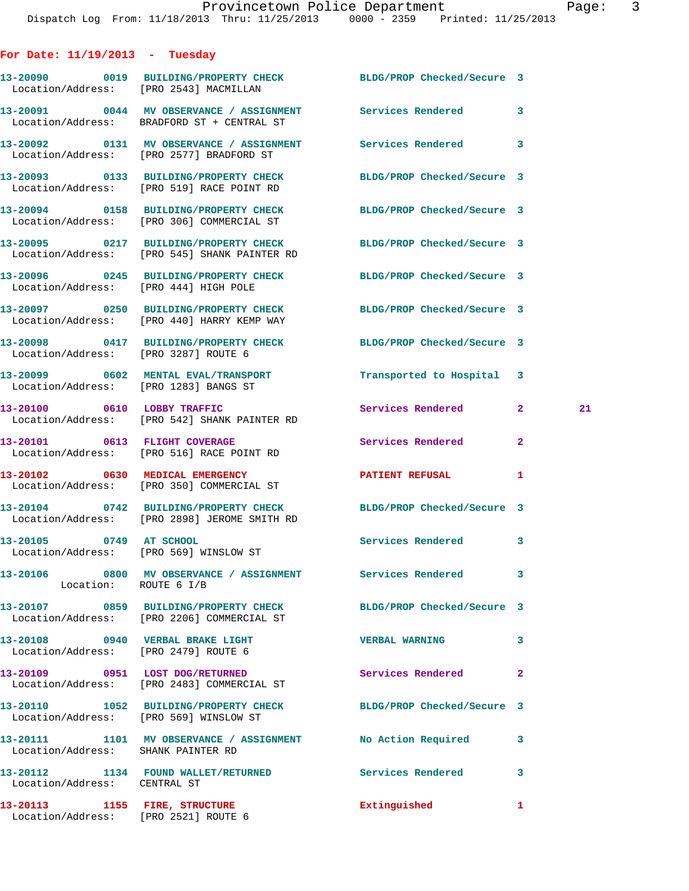## For Date: 11/19/2013 - Tuesday

| | | | | | |
|---|---|---|---|---|---|
| 13-20090 | 0019 | BUILDING/PROPERTY CHECK | BLDG/PROP Checked/Secure | 3 | |
| Location/Address: | | [PRO 2543] MACMILLAN | | | |
| 13-20091 | 0044 | MV OBSERVANCE / ASSIGNMENT | Services Rendered | 3 | |
| Location/Address: | | BRADFORD ST + CENTRAL ST | | | |
| 13-20092 | 0131 | MV OBSERVANCE / ASSIGNMENT | Services Rendered | 3 | |
| Location/Address: | | [PRO 2577] BRADFORD ST | | | |
| 13-20093 | 0133 | BUILDING/PROPERTY CHECK | BLDG/PROP Checked/Secure | 3 | |
| Location/Address: | | [PRO 519] RACE POINT RD | | | |
| 13-20094 | 0158 | BUILDING/PROPERTY CHECK | BLDG/PROP Checked/Secure | 3 | |
| Location/Address: | | [PRO 306] COMMERCIAL ST | | | |
| 13-20095 | 0217 | BUILDING/PROPERTY CHECK | BLDG/PROP Checked/Secure | 3 | |
| Location/Address: | | [PRO 545] SHANK PAINTER RD | | | |
| 13-20096 | 0245 | BUILDING/PROPERTY CHECK | BLDG/PROP Checked/Secure | 3 | |
| Location/Address: | | [PRO 444] HIGH POLE | | | |
| 13-20097 | 0250 | BUILDING/PROPERTY CHECK | BLDG/PROP Checked/Secure | 3 | |
| Location/Address: | | [PRO 440] HARRY KEMP WAY | | | |
| 13-20098 | 0417 | BUILDING/PROPERTY CHECK | BLDG/PROP Checked/Secure | 3 | |
| Location/Address: | | [PRO 3287] ROUTE 6 | | | |
| 13-20099 | 0602 | MENTAL EVAL/TRANSPORT | Transported to Hospital | 3 | |
| Location/Address: | | [PRO 1283] BANGS ST | | | |
| 13-20100 | 0610 | LOBBY TRAFFIC | Services Rendered | 2 | 21 |
| Location/Address: | | [PRO 542] SHANK PAINTER RD | | | |
| 13-20101 | 0613 | FLIGHT COVERAGE | Services Rendered | 2 | |
| Location/Address: | | [PRO 516] RACE POINT RD | | | |
| 13-20102 | 0630 | MEDICAL EMERGENCY | PATIENT REFUSAL | 1 | |
| Location/Address: | | [PRO 350] COMMERCIAL ST | | | |
| 13-20104 | 0742 | BUILDING/PROPERTY CHECK | BLDG/PROP Checked/Secure | 3 | |
| Location/Address: | | [PRO 2898] JEROME SMITH RD | | | |
| 13-20105 | 0749 | AT SCHOOL | Services Rendered | 3 | |
| Location/Address: | | [PRO 569] WINSLOW ST | | | |
| 13-20106 | 0800 | MV OBSERVANCE / ASSIGNMENT | Services Rendered | 3 | |
| Location: | | ROUTE 6 I/B | | | |
| 13-20107 | 0859 | BUILDING/PROPERTY CHECK | BLDG/PROP Checked/Secure | 3 | |
| Location/Address: | | [PRO 2206] COMMERCIAL ST | | | |
| 13-20108 | 0940 | VERBAL BRAKE LIGHT | VERBAL WARNING | 3 | |
| Location/Address: | | [PRO 2479] ROUTE 6 | | | |
| 13-20109 | 0951 | LOST DOG/RETURNED | Services Rendered | 2 | |
| Location/Address: | | [PRO 2483] COMMERCIAL ST | | | |
| 13-20110 | 1052 | BUILDING/PROPERTY CHECK | BLDG/PROP Checked/Secure | 3 | |
| Location/Address: | | [PRO 569] WINSLOW ST | | | |
| 13-20111 | 1101 | MV OBSERVANCE / ASSIGNMENT | No Action Required | 3 | |
| Location/Address: | | SHANK PAINTER RD | | | |
| 13-20112 | 1134 | FOUND WALLET/RETURNED | Services Rendered | 3 | |
| Location/Address: | | CENTRAL ST | | | |
| 13-20113 | 1155 | FIRE, STRUCTURE | Extinguished | 1 | |
| Location/Address: | | [PRO 2521] ROUTE 6 | | | |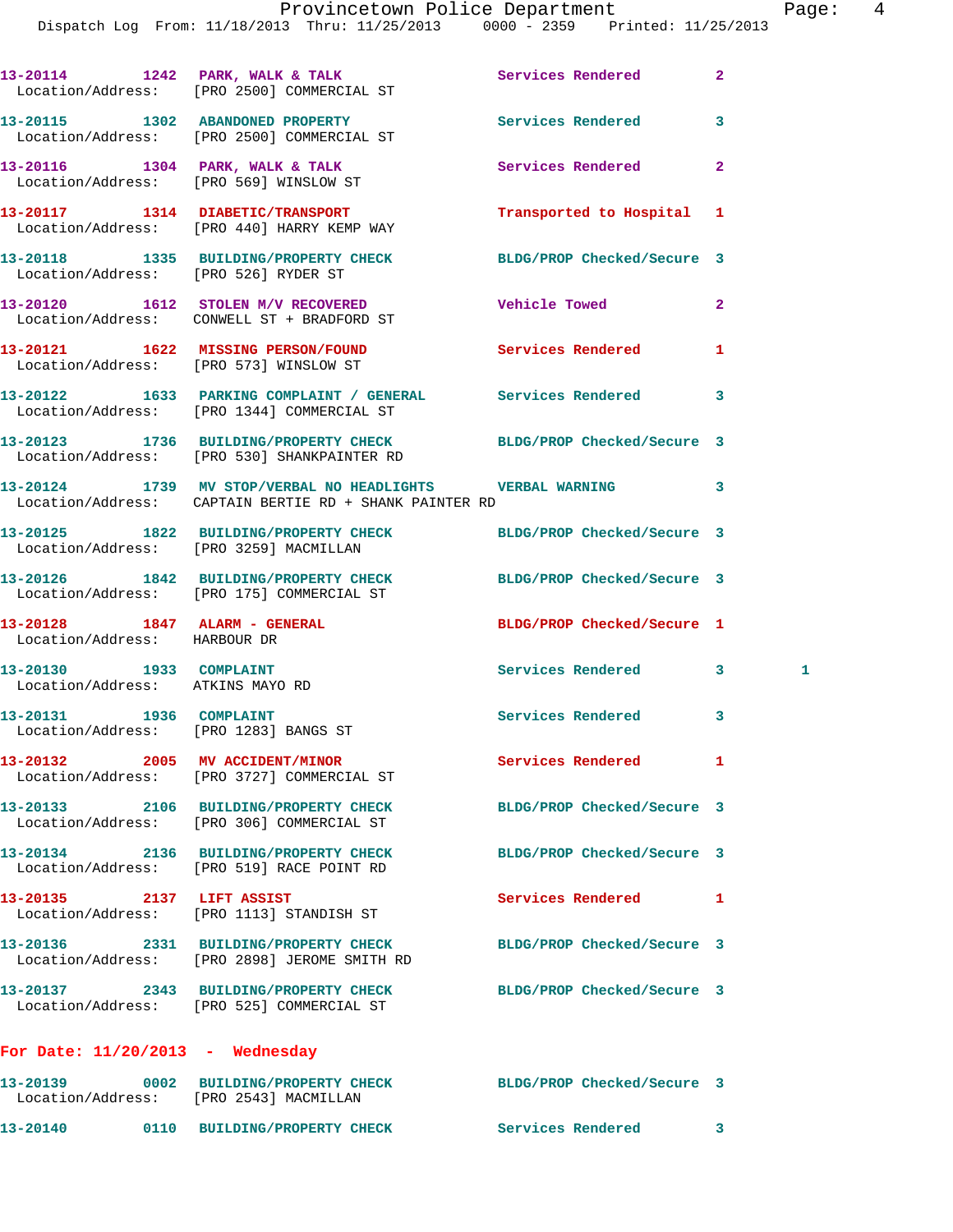13-20114 1242 PARK, WALK & TALK Services Rendered 2
Location/Address: [PRO 2500] COMMERCIAL ST

13-20115 1302 ABANDONED PROPERTY Services Rendered 3
Location/Address: [PRO 2500] COMMERCIAL ST

13-20116 1304 PARK, WALK & TALK Services Rendered 2
Location/Address: [PRO 569] WINSLOW ST

13-20117 1314 DIABETIC/TRANSPORT Transported to Hospital 1
Location/Address: [PRO 440] HARRY KEMP WAY

13-20118 1335 BUILDING/PROPERTY CHECK BLDG/PROP Checked/Secure 3
Location/Address: [PRO 526] RYDER ST

13-20120 1612 STOLEN M/V RECOVERED Vehicle Towed 2
Location/Address: CONWELL ST + BRADFORD ST

13-20121 1622 MISSING PERSON/FOUND Services Rendered 1
Location/Address: [PRO 573] WINSLOW ST

13-20122 1633 PARKING COMPLAINT / GENERAL Services Rendered 3
Location/Address: [PRO 1344] COMMERCIAL ST

13-20123 1736 BUILDING/PROPERTY CHECK BLDG/PROP Checked/Secure 3
Location/Address: [PRO 530] SHANKPAINTER RD

13-20124 1739 MV STOP/VERBAL NO HEADLIGHTS VERBAL WARNING 3
Location/Address: CAPTAIN BERTIE RD + SHANK PAINTER RD

13-20125 1822 BUILDING/PROPERTY CHECK BLDG/PROP Checked/Secure 3
Location/Address: [PRO 3259] MACMILLAN

13-20126 1842 BUILDING/PROPERTY CHECK BLDG/PROP Checked/Secure 3
Location/Address: [PRO 175] COMMERCIAL ST

13-20128 1847 ALARM - GENERAL BLDG/PROP Checked/Secure 1
Location/Address: HARBOUR DR

13-20130 1933 COMPLAINT Services Rendered 3 1
Location/Address: ATKINS MAYO RD

13-20131 1936 COMPLAINT Services Rendered 3
Location/Address: [PRO 1283] BANGS ST

13-20132 2005 MV ACCIDENT/MINOR Services Rendered 1
Location/Address: [PRO 3727] COMMERCIAL ST

13-20133 2106 BUILDING/PROPERTY CHECK BLDG/PROP Checked/Secure 3
Location/Address: [PRO 306] COMMERCIAL ST

13-20134 2136 BUILDING/PROPERTY CHECK BLDG/PROP Checked/Secure 3
Location/Address: [PRO 519] RACE POINT RD

13-20135 2137 LIFT ASSIST Services Rendered 1
Location/Address: [PRO 1113] STANDISH ST

13-20136 2331 BUILDING/PROPERTY CHECK BLDG/PROP Checked/Secure 3
Location/Address: [PRO 2898] JEROME SMITH RD

13-20137 2343 BUILDING/PROPERTY CHECK BLDG/PROP Checked/Secure 3
Location/Address: [PRO 525] COMMERCIAL ST

**For Date: 11/20/2013 - Wednesday**

13-20139 0002 BUILDING/PROPERTY CHECK BLDG/PROP Checked/Secure 3
Location/Address: [PRO 2543] MACMILLAN

13-20140 0110 BUILDING/PROPERTY CHECK Services Rendered 3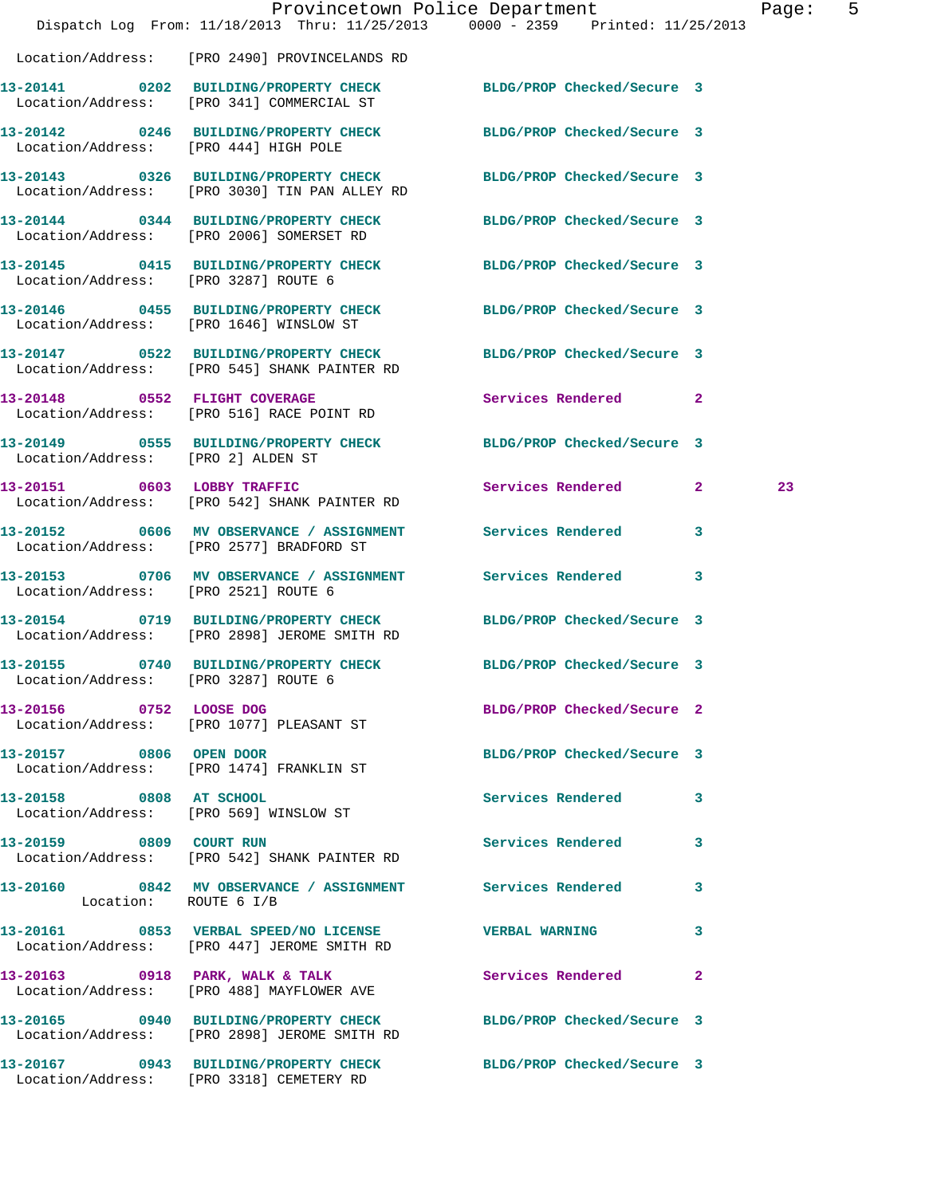Location/Address: [PRO 2490] PROVINCELANDS RD

**13-20141** 0202 **BUILDING/PROPERTY CHECK** BLDG/PROP Checked/Secure 3
Location/Address: [PRO 341] COMMERCIAL ST

**13-20142** 0246 **BUILDING/PROPERTY CHECK** BLDG/PROP Checked/Secure 3
Location/Address: [PRO 444] HIGH POLE

**13-20143** 0326 **BUILDING/PROPERTY CHECK** BLDG/PROP Checked/Secure 3
Location/Address: [PRO 3030] TIN PAN ALLEY RD

**13-20144** 0344 **BUILDING/PROPERTY CHECK** BLDG/PROP Checked/Secure 3
Location/Address: [PRO 2006] SOMERSET RD

**13-20145** 0415 **BUILDING/PROPERTY CHECK** BLDG/PROP Checked/Secure 3
Location/Address: [PRO 3287] ROUTE 6

**13-20146** 0455 **BUILDING/PROPERTY CHECK** BLDG/PROP Checked/Secure 3
Location/Address: [PRO 1646] WINSLOW ST

**13-20147** 0522 **BUILDING/PROPERTY CHECK** BLDG/PROP Checked/Secure 3
Location/Address: [PRO 545] SHANK PAINTER RD

**13-20148** 0552 **FLIGHT COVERAGE** Services Rendered 2
Location/Address: [PRO 516] RACE POINT RD

**13-20149** 0555 **BUILDING/PROPERTY CHECK** BLDG/PROP Checked/Secure 3
Location/Address: [PRO 2] ALDEN ST

**13-20151** 0603 **LOBBY TRAFFIC** Services Rendered 2 23
Location/Address: [PRO 542] SHANK PAINTER RD

**13-20152** 0606 **MV OBSERVATION / ASSIGNMENT** Services Rendered 3
Location/Address: [PRO 2577] BRADFORD ST

**13-20153** 0706 **MV OBSERVATION / ASSIGNMENT** Services Rendered 3
Location/Address: [PRO 2521] ROUTE 6

**13-20154** 0719 **BUILDING/PROPERTY CHECK** BLDG/PROP Checked/Secure 3
Location/Address: [PRO 2898] JEROME SMITH RD

**13-20155** 0740 **BUILDING/PROPERTY CHECK** BLDG/PROP Checked/Secure 3
Location/Address: [PRO 3287] ROUTE 6

**13-20156** 0752 **LOOSE DOG** BLDG/PROP Checked/Secure 2
Location/Address: [PRO 1077] PLEASANT ST

**13-20157** 0806 **OPEN DOOR** BLDG/PROP Checked/Secure 3
Location/Address: [PRO 1474] FRANKLIN ST

**13-20158** 0808 **AT SCHOOL** Services Rendered 3
Location/Address: [PRO 569] WINSLOW ST

**13-20159** 0809 **COURT RUN** Services Rendered 3
Location/Address: [PRO 542] SHANK PAINTER RD

**13-20160** 0842 **MV OBSERVATION / ASSIGNMENT** Services Rendered 3
Location: ROUTE 6 I/B

**13-20161** 0853 **VERBAL SPEED/NO LICENSE** VERBAL WARNING 3
Location/Address: [PRO 447] JEROME SMITH RD

**13-20163** 0918 **PARK, WALK & TALK** Services Rendered 2
Location/Address: [PRO 488] MAYFLOWER AVE

**13-20165** 0940 **BUILDING/PROPERTY CHECK** BLDG/PROP Checked/Secure 3
Location/Address: [PRO 2898] JEROME SMITH RD

**13-20167** 0943 **BUILDING/PROPERTY CHECK** BLDG/PROP Checked/Secure 3
Location/Address: [PRO 3318] CEMETERY RD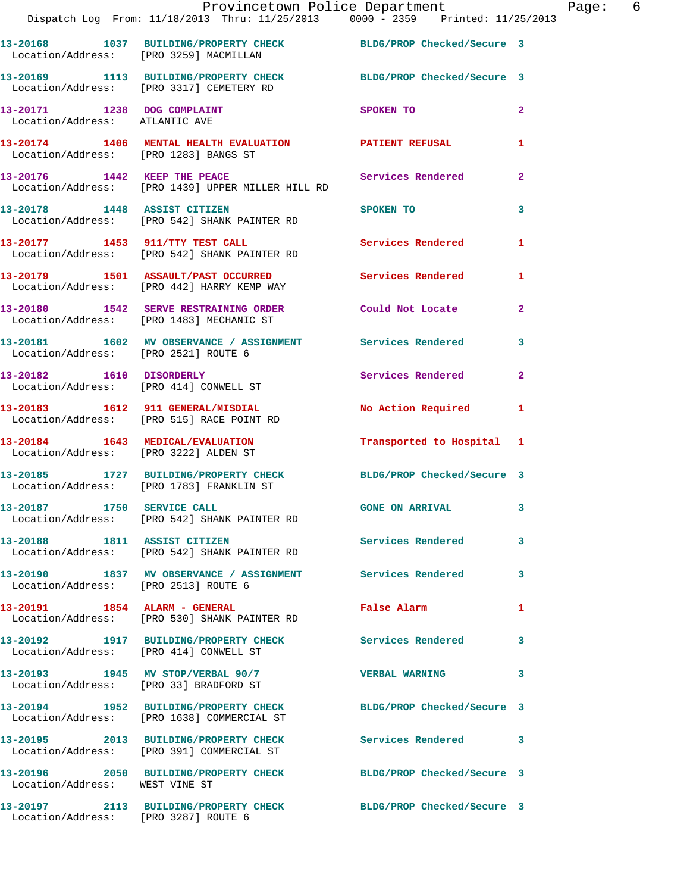13-20168 1037 BUILDING/PROPERTY CHECK BLDG/PROP Checked/Secure 3
Location/Address: [PRO 3259] MACMILLAN

13-20169 1113 BUILDING/PROPERTY CHECK BLDG/PROP Checked/Secure 3
Location/Address: [PRO 3317] CEMETERY RD

13-20171 1238 DOG COMPLAINT SPOKEN TO 2
Location/Address: ATLANTIC AVE

13-20174 1406 MENTAL HEALTH EVALUATION PATIENT REFUSAL 1
Location/Address: [PRO 1283] BANGS ST

13-20176 1442 KEEP THE PEACE Services Rendered 2
Location/Address: [PRO 1439] UPPER MILLER HILL RD

13-20178 1448 ASSIST CITIZEN SPOKEN TO 3
Location/Address: [PRO 542] SHANK PAINTER RD

13-20177 1453 911/TTY TEST CALL Services Rendered 1
Location/Address: [PRO 542] SHANK PAINTER RD

13-20179 1501 ASSAULT/PAST OCCURRED Services Rendered 1
Location/Address: [PRO 442] HARRY KEMP WAY

13-20180 1542 SERVE RESTRAINING ORDER Could Not Locate 2
Location/Address: [PRO 1483] MECHANIC ST

13-20181 1602 MV OBSERVANCE / ASSIGNMENT Services Rendered 3
Location/Address: [PRO 2521] ROUTE 6

13-20182 1610 DISORDERLY Services Rendered 2
Location/Address: [PRO 414] CONWELL ST

13-20183 1612 911 GENERAL/MISDIAL No Action Required 1
Location/Address: [PRO 515] RACE POINT RD

13-20184 1643 MEDICAL/EVALUATION Transported to Hospital 1
Location/Address: [PRO 3222] ALDEN ST

13-20185 1727 BUILDING/PROPERTY CHECK BLDG/PROP Checked/Secure 3
Location/Address: [PRO 1783] FRANKLIN ST

13-20187 1750 SERVICE CALL GONE ON ARRIVAL 3
Location/Address: [PRO 542] SHANK PAINTER RD

13-20188 1811 ASSIST CITIZEN Services Rendered 3
Location/Address: [PRO 542] SHANK PAINTER RD

13-20190 1837 MV OBSERVANCE / ASSIGNMENT Services Rendered 3
Location/Address: [PRO 2513] ROUTE 6

13-20191 1854 ALARM - GENERAL False Alarm 1
Location/Address: [PRO 530] SHANK PAINTER RD

13-20192 1917 BUILDING/PROPERTY CHECK Services Rendered 3
Location/Address: [PRO 414] CONWELL ST

13-20193 1945 MV STOP/VERBAL 90/7 VERBAL WARNING 3
Location/Address: [PRO 33] BRADFORD ST

13-20194 1952 BUILDING/PROPERTY CHECK BLDG/PROP Checked/Secure 3
Location/Address: [PRO 1638] COMMERCIAL ST

13-20195 2013 BUILDING/PROPERTY CHECK Services Rendered 3
Location/Address: [PRO 391] COMMERCIAL ST

13-20196 2050 BUILDING/PROPERTY CHECK BLDG/PROP Checked/Secure 3
Location/Address: WEST VINE ST

13-20197 2113 BUILDING/PROPERTY CHECK BLDG/PROP Checked/Secure 3
Location/Address: [PRO 3287] ROUTE 6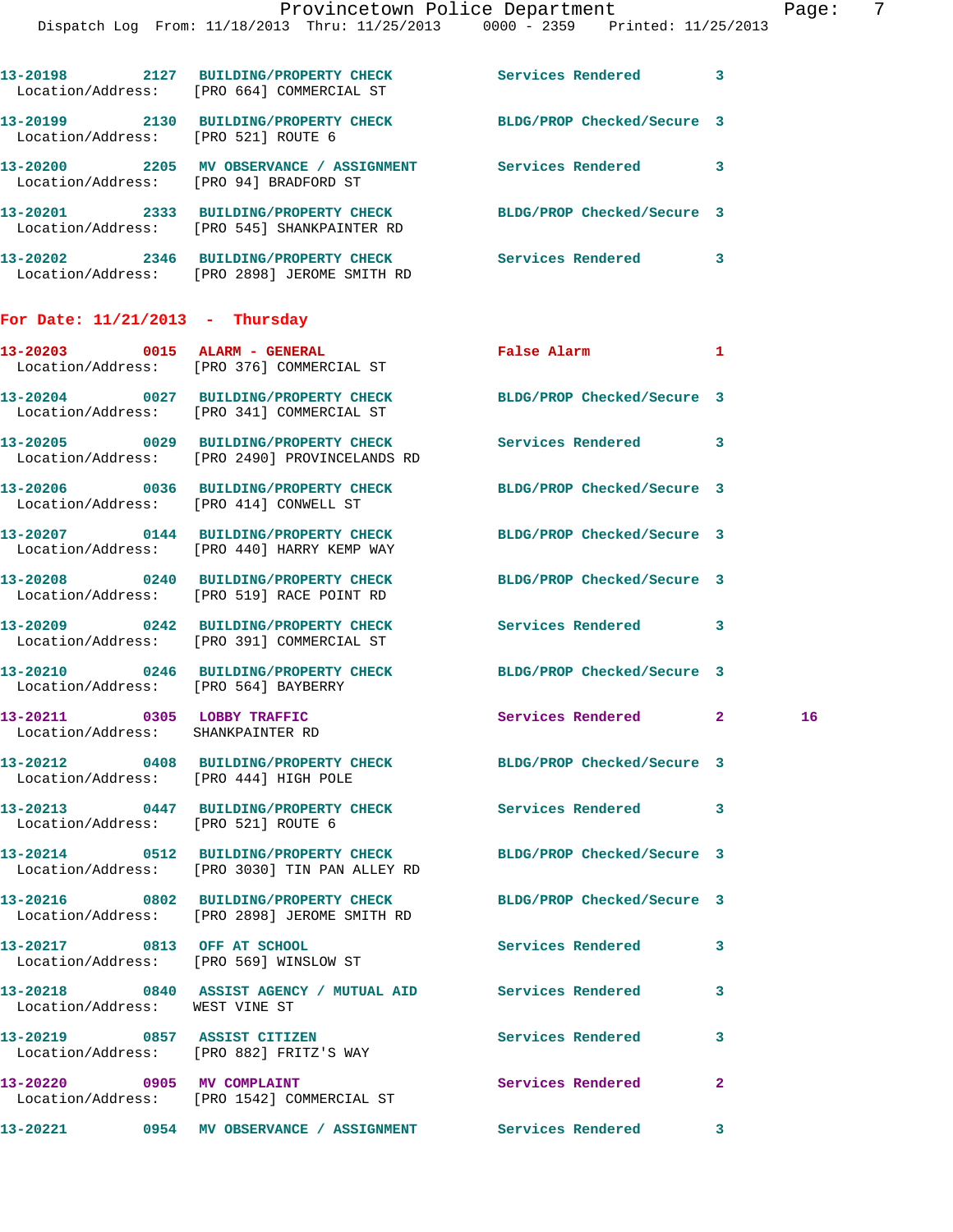13-20198 2127 BUILDING/PROPERTY CHECK Services Rendered 3
Location/Address: [PRO 664] COMMERCIAL ST

13-20199 2130 BUILDING/PROPERTY CHECK BLDG/PROP Checked/Secure 3
Location/Address: [PRO 521] ROUTE 6

13-20200 2205 MV OBSERVANCE / ASSIGNMENT Services Rendered 3
Location/Address: [PRO 94] BRADFORD ST

13-20201 2333 BUILDING/PROPERTY CHECK BLDG/PROP Checked/Secure 3
Location/Address: [PRO 545] SHANKPAINTER RD

13-20202 2346 BUILDING/PROPERTY CHECK Services Rendered 3
Location/Address: [PRO 2898] JEROME SMITH RD

## For Date: 11/21/2013 - Thursday

13-20203 0015 ALARM - GENERAL False Alarm 1
Location/Address: [PRO 376] COMMERCIAL ST

13-20204 0027 BUILDING/PROPERTY CHECK BLDG/PROP Checked/Secure 3
Location/Address: [PRO 341] COMMERCIAL ST

13-20205 0029 BUILDING/PROPERTY CHECK Services Rendered 3
Location/Address: [PRO 2490] PROVINCELANDS RD

13-20206 0036 BUILDING/PROPERTY CHECK BLDG/PROP Checked/Secure 3
Location/Address: [PRO 414] CONWELL ST

13-20207 0144 BUILDING/PROPERTY CHECK BLDG/PROP Checked/Secure 3
Location/Address: [PRO 440] HARRY KEMP WAY

13-20208 0240 BUILDING/PROPERTY CHECK BLDG/PROP Checked/Secure 3
Location/Address: [PRO 519] RACE POINT RD

13-20209 0242 BUILDING/PROPERTY CHECK Services Rendered 3
Location/Address: [PRO 391] COMMERCIAL ST

13-20210 0246 BUILDING/PROPERTY CHECK BLDG/PROP Checked/Secure 3
Location/Address: [PRO 564] BAYBERRY

13-20211 0305 LOBBY TRAFFIC Services Rendered 2 16
Location/Address: SHANKPAINTER RD

13-20212 0408 BUILDING/PROPERTY CHECK BLDG/PROP Checked/Secure 3
Location/Address: [PRO 444] HIGH POLE

13-20213 0447 BUILDING/PROPERTY CHECK Services Rendered 3
Location/Address: [PRO 521] ROUTE 6

13-20214 0512 BUILDING/PROPERTY CHECK BLDG/PROP Checked/Secure 3
Location/Address: [PRO 3030] TIN PAN ALLEY RD

13-20216 0802 BUILDING/PROPERTY CHECK BLDG/PROP Checked/Secure 3
Location/Address: [PRO 2898] JEROME SMITH RD

13-20217 0813 OFF AT SCHOOL Services Rendered 3
Location/Address: [PRO 569] WINSLOW ST

13-20218 0840 ASSIST AGENCY / MUTUAL AID Services Rendered 3
Location/Address: WEST VINE ST

13-20219 0857 ASSIST CITIZEN Services Rendered 3
Location/Address: [PRO 882] FRITZ'S WAY

13-20220 0905 MV COMPLAINT Services Rendered 2
Location/Address: [PRO 1542] COMMERCIAL ST

13-20221 0954 MV OBSERVANCE / ASSIGNMENT Services Rendered 3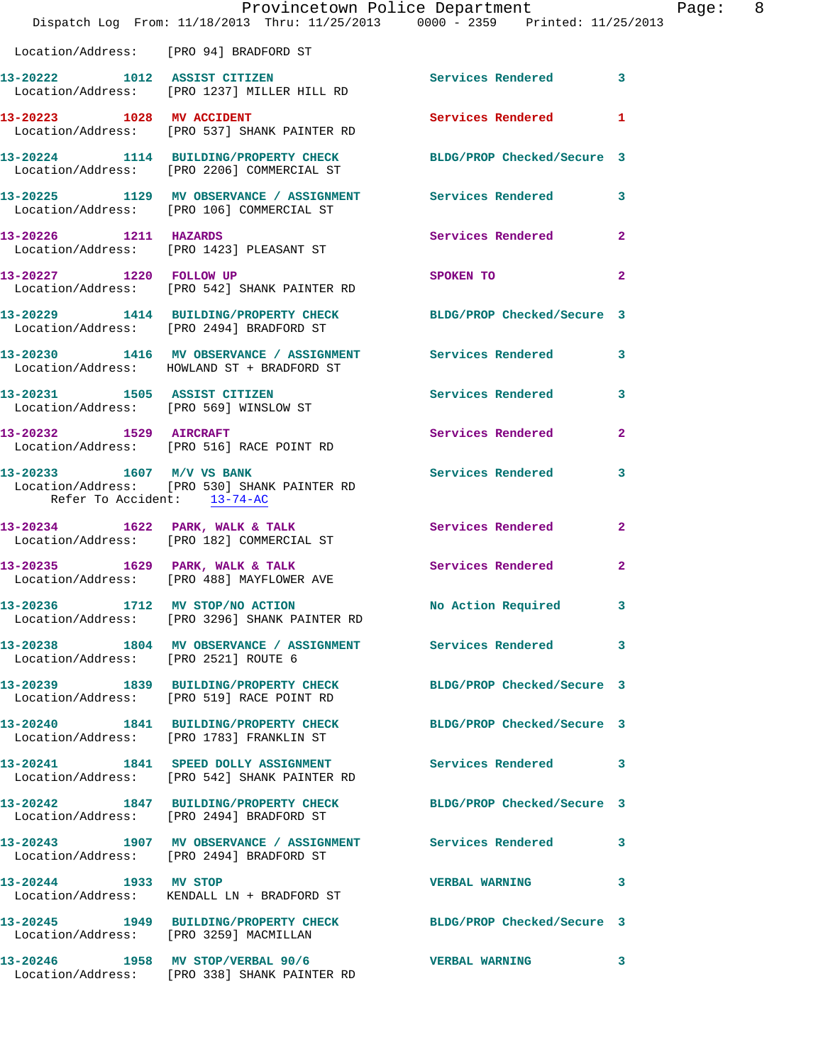Location/Address: [PRO 94] BRADFORD ST

| Call # | Time | Call Reason | Action | Priority |
|---|---|---|---|---|
| 13-20222 | 1012 | ASSIST CITIZEN | Services Rendered | 3 |
| Location/Address: [PRO 1237] MILLER HILL RD | | | | |
| 13-20223 | 1028 | MV ACCIDENT | Services Rendered | 1 |
| Location/Address: [PRO 537] SHANK PAINTER RD | | | | |
| 13-20224 | 1114 | BUILDING/PROPERTY CHECK | BLDG/PROP Checked/Secure | 3 |
| Location/Address: [PRO 2206] COMMERCIAL ST | | | | |
| 13-20225 | 1129 | MV OBSERVANCE / ASSIGNMENT | Services Rendered | 3 |
| Location/Address: [PRO 106] COMMERCIAL ST | | | | |
| 13-20226 | 1211 | HAZARDS | Services Rendered | 2 |
| Location/Address: [PRO 1423] PLEASANT ST | | | | |
| 13-20227 | 1220 | FOLLOW UP | SPOKEN TO | 2 |
| Location/Address: [PRO 542] SHANK PAINTER RD | | | | |
| 13-20229 | 1414 | BUILDING/PROPERTY CHECK | BLDG/PROP Checked/Secure | 3 |
| Location/Address: [PRO 2494] BRADFORD ST | | | | |
| 13-20230 | 1416 | MV OBSERVANCE / ASSIGNMENT | Services Rendered | 3 |
| Location/Address: HOWLAND ST + BRADFORD ST | | | | |
| 13-20231 | 1505 | ASSIST CITIZEN | Services Rendered | 3 |
| Location/Address: [PRO 569] WINSLOW ST | | | | |
| 13-20232 | 1529 | AIRCRAFT | Services Rendered | 2 |
| Location/Address: [PRO 516] RACE POINT RD | | | | |
| 13-20233 | 1607 | M/V VS BANK | Services Rendered | 3 |
| Location/Address: [PRO 530] SHANK PAINTER RD | | | | |
| Refer To Accident: 13-74-AC | | | | |
| 13-20234 | 1622 | PARK, WALK & TALK | Services Rendered | 2 |
| Location/Address: [PRO 182] COMMERCIAL ST | | | | |
| 13-20235 | 1629 | PARK, WALK & TALK | Services Rendered | 2 |
| Location/Address: [PRO 488] MAYFLOWER AVE | | | | |
| 13-20236 | 1712 | MV STOP/NO ACTION | No Action Required | 3 |
| Location/Address: [PRO 3296] SHANK PAINTER RD | | | | |
| 13-20238 | 1804 | MV OBSERVANCE / ASSIGNMENT | Services Rendered | 3 |
| Location/Address: [PRO 2521] ROUTE 6 | | | | |
| 13-20239 | 1839 | BUILDING/PROPERTY CHECK | BLDG/PROP Checked/Secure | 3 |
| Location/Address: [PRO 519] RACE POINT RD | | | | |
| 13-20240 | 1841 | BUILDING/PROPERTY CHECK | BLDG/PROP Checked/Secure | 3 |
| Location/Address: [PRO 1783] FRANKLIN ST | | | | |
| 13-20241 | 1841 | SPEED DOLLY ASSIGNMENT | Services Rendered | 3 |
| Location/Address: [PRO 542] SHANK PAINTER RD | | | | |
| 13-20242 | 1847 | BUILDING/PROPERTY CHECK | BLDG/PROP Checked/Secure | 3 |
| Location/Address: [PRO 2494] BRADFORD ST | | | | |
| 13-20243 | 1907 | MV OBSERVANCE / ASSIGNMENT | Services Rendered | 3 |
| Location/Address: [PRO 2494] BRADFORD ST | | | | |
| 13-20244 | 1933 | MV STOP | VERBAL WARNING | 3 |
| Location/Address: KENDALL LN + BRADFORD ST | | | | |
| 13-20245 | 1949 | BUILDING/PROPERTY CHECK | BLDG/PROP Checked/Secure | 3 |
| Location/Address: [PRO 3259] MACMILLAN | | | | |
| 13-20246 | 1958 | MV STOP/VERBAL 90/6 | VERBAL WARNING | 3 |
| Location/Address: [PRO 338] SHANK PAINTER RD | | | | |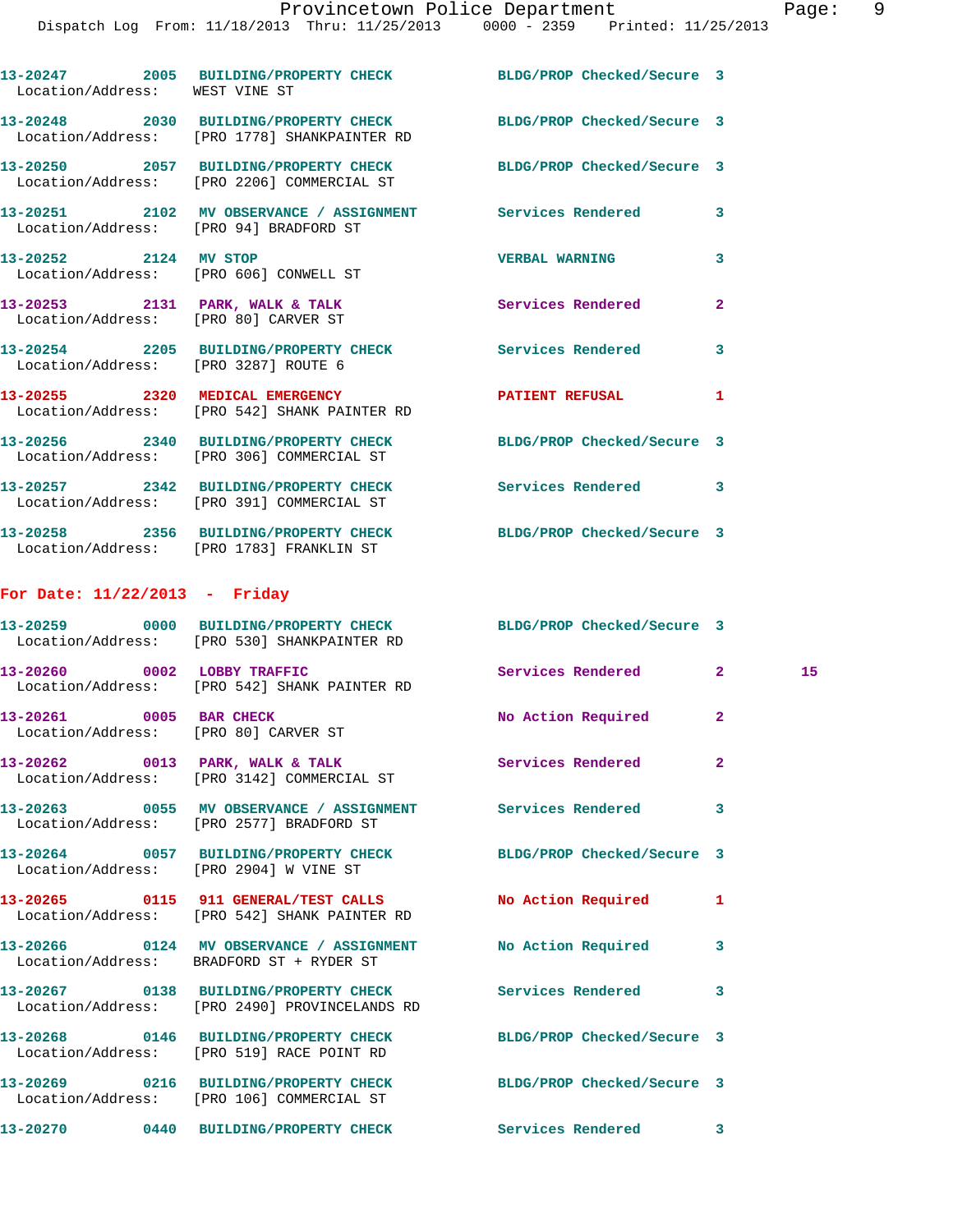13-20247 2005 BUILDING/PROPERTY CHECK BLDG/PROP Checked/Secure 3
Location/Address: WEST VINE ST

13-20248 2030 BUILDING/PROPERTY CHECK BLDG/PROP Checked/Secure 3
Location/Address: [PRO 1778] SHANKPAINTER RD

13-20250 2057 BUILDING/PROPERTY CHECK BLDG/PROP Checked/Secure 3
Location/Address: [PRO 2206] COMMERCIAL ST

13-20251 2102 MV OBSERVANCE / ASSIGNMENT Services Rendered 3
Location/Address: [PRO 94] BRADFORD ST

13-20252 2124 MV STOP VERBAL WARNING 3
Location/Address: [PRO 606] CONWELL ST

13-20253 2131 PARK, WALK & TALK Services Rendered 2
Location/Address: [PRO 80] CARVER ST

13-20254 2205 BUILDING/PROPERTY CHECK Services Rendered 3
Location/Address: [PRO 3287] ROUTE 6

13-20255 2320 MEDICAL EMERGENCY PATIENT REFUSAL 1
Location/Address: [PRO 542] SHANK PAINTER RD

13-20256 2340 BUILDING/PROPERTY CHECK BLDG/PROP Checked/Secure 3
Location/Address: [PRO 306] COMMERCIAL ST

13-20257 2342 BUILDING/PROPERTY CHECK Services Rendered 3
Location/Address: [PRO 391] COMMERCIAL ST

13-20258 2356 BUILDING/PROPERTY CHECK BLDG/PROP Checked/Secure 3
Location/Address: [PRO 1783] FRANKLIN ST

## For Date: 11/22/2013 - Friday

13-20259 0000 BUILDING/PROPERTY CHECK BLDG/PROP Checked/Secure 3
Location/Address: [PRO 530] SHANKPAINTER RD

13-20260 0002 LOBBY TRAFFIC Services Rendered 2 15
Location/Address: [PRO 542] SHANK PAINTER RD

13-20261 0005 BAR CHECK No Action Required 2
Location/Address: [PRO 80] CARVER ST

13-20262 0013 PARK, WALK & TALK Services Rendered 2
Location/Address: [PRO 3142] COMMERCIAL ST

13-20263 0055 MV OBSERVANCE / ASSIGNMENT Services Rendered 3
Location/Address: [PRO 2577] BRADFORD ST

13-20264 0057 BUILDING/PROPERTY CHECK BLDG/PROP Checked/Secure 3
Location/Address: [PRO 2904] W VINE ST

13-20265 0115 911 GENERAL/TEST CALLS No Action Required 1
Location/Address: [PRO 542] SHANK PAINTER RD

13-20266 0124 MV OBSERVANCE / ASSIGNMENT No Action Required 3
Location/Address: BRADFORD ST + RYDER ST

13-20267 0138 BUILDING/PROPERTY CHECK Services Rendered 3
Location/Address: [PRO 2490] PROVINCELANDS RD

13-20268 0146 BUILDING/PROPERTY CHECK BLDG/PROP Checked/Secure 3
Location/Address: [PRO 519] RACE POINT RD

13-20269 0216 BUILDING/PROPERTY CHECK BLDG/PROP Checked/Secure 3
Location/Address: [PRO 106] COMMERCIAL ST

13-20270 0440 BUILDING/PROPERTY CHECK Services Rendered 3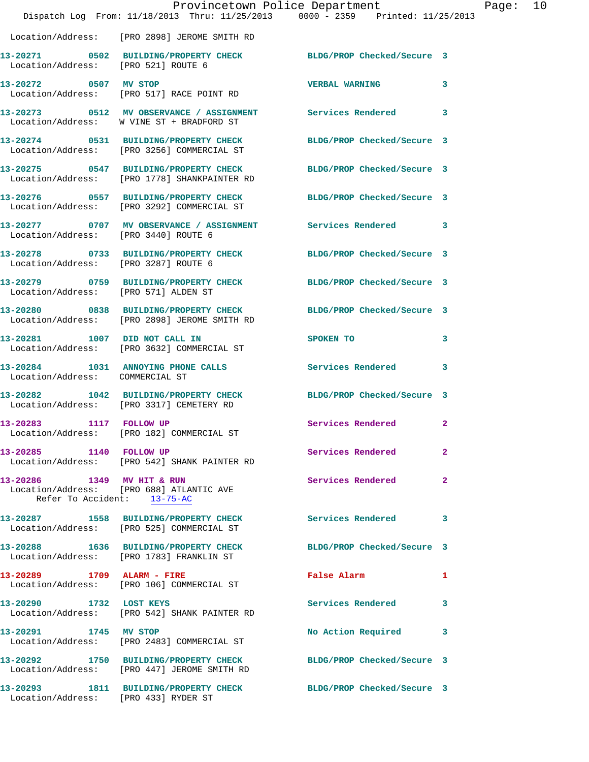Location/Address: [PRO 2898] JEROME SMITH RD

**13-20271 0502 BUILDING/PROPERTY CHECK** BLDG/PROP Checked/Secure 3
Location/Address: [PRO 521] ROUTE 6

**13-20272 0507 MV STOP** VERBAL WARNING 3
Location/Address: [PRO 517] RACE POINT RD

**13-20273 0512 MV OBSERVANCE / ASSIGNMENT** Services Rendered 3
Location/Address: W VINE ST + BRADFORD ST

**13-20274 0531 BUILDING/PROPERTY CHECK** BLDG/PROP Checked/Secure 3
Location/Address: [PRO 3256] COMMERCIAL ST

**13-20275 0547 BUILDING/PROPERTY CHECK** BLDG/PROP Checked/Secure 3
Location/Address: [PRO 1778] SHANKPAINTER RD

**13-20276 0557 BUILDING/PROPERTY CHECK** BLDG/PROP Checked/Secure 3
Location/Address: [PRO 3292] COMMERCIAL ST

**13-20277 0707 MV OBSERVANCE / ASSIGNMENT** Services Rendered 3
Location/Address: [PRO 3440] ROUTE 6

**13-20278 0733 BUILDING/PROPERTY CHECK** BLDG/PROP Checked/Secure 3
Location/Address: [PRO 3287] ROUTE 6

**13-20279 0759 BUILDING/PROPERTY CHECK** BLDG/PROP Checked/Secure 3
Location/Address: [PRO 571] ALDEN ST

**13-20280 0838 BUILDING/PROPERTY CHECK** BLDG/PROP Checked/Secure 3
Location/Address: [PRO 2898] JEROME SMITH RD

**13-20281 1007 DID NOT CALL IN** SPOKEN TO 3
Location/Address: [PRO 3632] COMMERCIAL ST

**13-20284 1031 ANNOYING PHONE CALLS** Services Rendered 3
Location/Address: COMMERCIAL ST

**13-20282 1042 BUILDING/PROPERTY CHECK** BLDG/PROP Checked/Secure 3
Location/Address: [PRO 3317] CEMETERY RD

**13-20283 1117 FOLLOW UP** Services Rendered 2
Location/Address: [PRO 182] COMMERCIAL ST

**13-20285 1140 FOLLOW UP** Services Rendered 2
Location/Address: [PRO 542] SHANK PAINTER RD

**13-20286 1349 MV HIT & RUN** Services Rendered 2
Location/Address: [PRO 688] ATLANTIC AVE
Refer To Accident: 13-75-AC

**13-20287 1558 BUILDING/PROPERTY CHECK** Services Rendered 3
Location/Address: [PRO 525] COMMERCIAL ST

**13-20288 1636 BUILDING/PROPERTY CHECK** BLDG/PROP Checked/Secure 3
Location/Address: [PRO 1783] FRANKLIN ST

**13-20289 1709 ALARM - FIRE** False Alarm 1
Location/Address: [PRO 106] COMMERCIAL ST

**13-20290 1732 LOST KEYS** Services Rendered 3
Location/Address: [PRO 542] SHANK PAINTER RD

**13-20291 1745 MV STOP** No Action Required 3
Location/Address: [PRO 2483] COMMERCIAL ST

**13-20292 1750 BUILDING/PROPERTY CHECK** BLDG/PROP Checked/Secure 3
Location/Address: [PRO 447] JEROME SMITH RD

**13-20293 1811 BUILDING/PROPERTY CHECK** BLDG/PROP Checked/Secure 3
Location/Address: [PRO 433] RYDER ST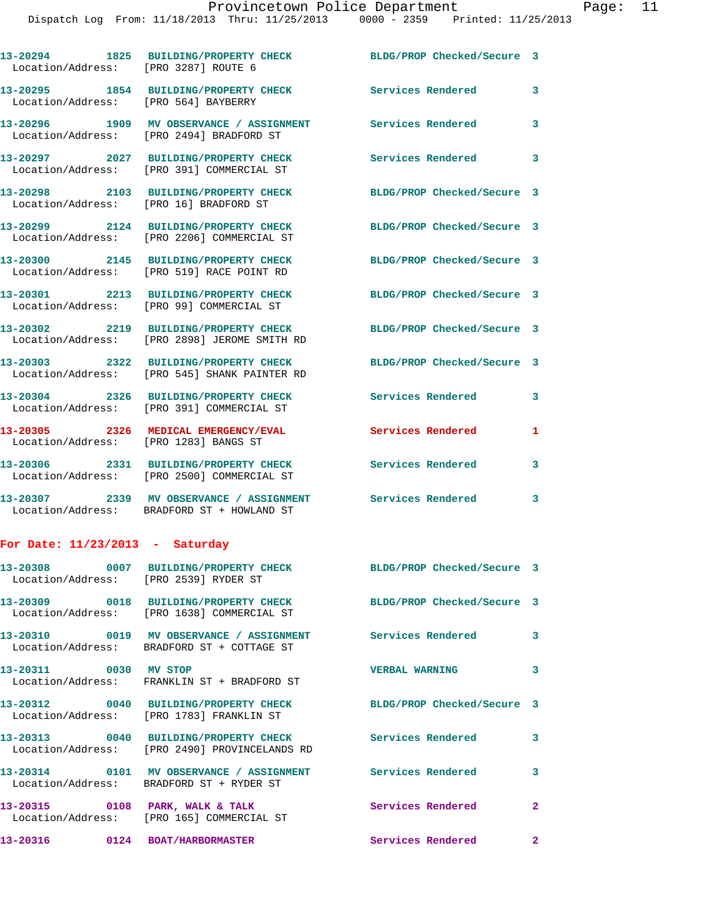13-20294 1825 BUILDING/PROPERTY CHECK BLDG/PROP Checked/Secure 3
Location/Address: [PRO 3287] ROUTE 6

13-20295 1854 BUILDING/PROPERTY CHECK Services Rendered 3
Location/Address: [PRO 564] BAYBERRY

13-20296 1909 MV OBSERVANCE / ASSIGNMENT Services Rendered 3
Location/Address: [PRO 2494] BRADFORD ST

13-20297 2027 BUILDING/PROPERTY CHECK Services Rendered 3
Location/Address: [PRO 391] COMMERCIAL ST

13-20298 2103 BUILDING/PROPERTY CHECK BLDG/PROP Checked/Secure 3
Location/Address: [PRO 16] BRADFORD ST

13-20299 2124 BUILDING/PROPERTY CHECK BLDG/PROP Checked/Secure 3
Location/Address: [PRO 2206] COMMERCIAL ST

13-20300 2145 BUILDING/PROPERTY CHECK BLDG/PROP Checked/Secure 3
Location/Address: [PRO 519] RACE POINT RD

13-20301 2213 BUILDING/PROPERTY CHECK BLDG/PROP Checked/Secure 3
Location/Address: [PRO 99] COMMERCIAL ST

13-20302 2219 BUILDING/PROPERTY CHECK BLDG/PROP Checked/Secure 3
Location/Address: [PRO 2898] JEROME SMITH RD

13-20303 2322 BUILDING/PROPERTY CHECK BLDG/PROP Checked/Secure 3
Location/Address: [PRO 545] SHANK PAINTER RD

13-20304 2326 BUILDING/PROPERTY CHECK Services Rendered 3
Location/Address: [PRO 391] COMMERCIAL ST

13-20305 2326 MEDICAL EMERGENCY/EVAL Services Rendered 1
Location/Address: [PRO 1283] BANGS ST

13-20306 2331 BUILDING/PROPERTY CHECK Services Rendered 3
Location/Address: [PRO 2500] COMMERCIAL ST

13-20307 2339 MV OBSERVANCE / ASSIGNMENT Services Rendered 3
Location/Address: BRADFORD ST + HOWLAND ST

**For Date: 11/23/2013 - Saturday**

13-20308 0007 BUILDING/PROPERTY CHECK BLDG/PROP Checked/Secure 3
Location/Address: [PRO 2539] RYDER ST

13-20309 0018 BUILDING/PROPERTY CHECK BLDG/PROP Checked/Secure 3
Location/Address: [PRO 1638] COMMERCIAL ST

13-20310 0019 MV OBSERVANCE / ASSIGNMENT Services Rendered 3
Location/Address: BRADFORD ST + COTTAGE ST

13-20311 0030 MV STOP VERBAL WARNING 3
Location/Address: FRANKLIN ST + BRADFORD ST

13-20312 0040 BUILDING/PROPERTY CHECK BLDG/PROP Checked/Secure 3
Location/Address: [PRO 1783] FRANKLIN ST

13-20313 0040 BUILDING/PROPERTY CHECK Services Rendered 3
Location/Address: [PRO 2490] PROVINCELANDS RD

13-20314 0101 MV OBSERVANCE / ASSIGNMENT Services Rendered 3
Location/Address: BRADFORD ST + RYDER ST

13-20315 0108 PARK, WALK & TALK Services Rendered 2
Location/Address: [PRO 165] COMMERCIAL ST

13-20316 0124 BOAT/HARBORMASTER Services Rendered 2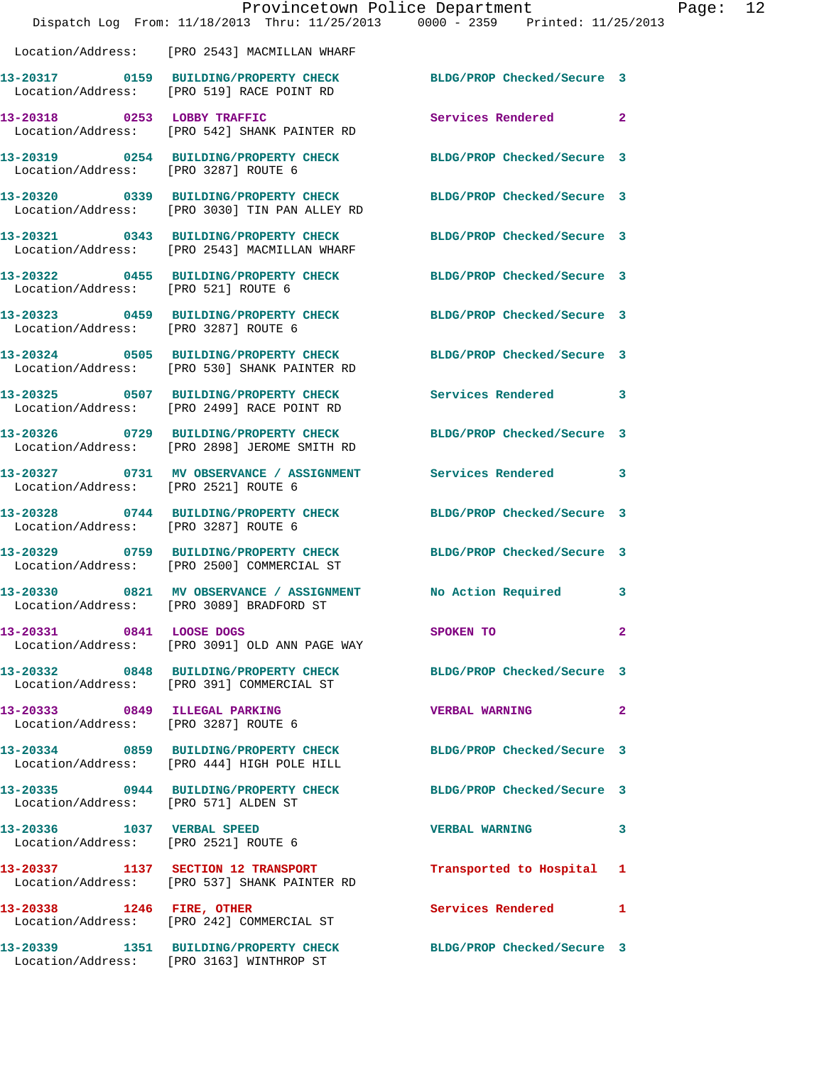Location/Address: [PRO 2543] MACMILLAN WHARF

13-20317 0159 BUILDING/PROPERTY CHECK BLDG/PROP Checked/Secure 3
Location/Address: [PRO 519] RACE POINT RD

13-20318 0253 LOBBY TRAFFIC Services Rendered 2
Location/Address: [PRO 542] SHANK PAINTER RD

13-20319 0254 BUILDING/PROPERTY CHECK BLDG/PROP Checked/Secure 3
Location/Address: [PRO 3287] ROUTE 6

13-20320 0339 BUILDING/PROPERTY CHECK BLDG/PROP Checked/Secure 3
Location/Address: [PRO 3030] TIN PAN ALLEY RD

13-20321 0343 BUILDING/PROPERTY CHECK BLDG/PROP Checked/Secure 3
Location/Address: [PRO 2543] MACMILLAN WHARF

13-20322 0455 BUILDING/PROPERTY CHECK BLDG/PROP Checked/Secure 3
Location/Address: [PRO 521] ROUTE 6

13-20323 0459 BUILDING/PROPERTY CHECK BLDG/PROP Checked/Secure 3
Location/Address: [PRO 3287] ROUTE 6

13-20324 0505 BUILDING/PROPERTY CHECK BLDG/PROP Checked/Secure 3
Location/Address: [PRO 530] SHANK PAINTER RD

13-20325 0507 BUILDING/PROPERTY CHECK Services Rendered 3
Location/Address: [PRO 2499] RACE POINT RD

13-20326 0729 BUILDING/PROPERTY CHECK BLDG/PROP Checked/Secure 3
Location/Address: [PRO 2898] JEROME SMITH RD

13-20327 0731 MV OBSERVANCE / ASSIGNMENT Services Rendered 3
Location/Address: [PRO 2521] ROUTE 6

13-20328 0744 BUILDING/PROPERTY CHECK BLDG/PROP Checked/Secure 3
Location/Address: [PRO 3287] ROUTE 6

13-20329 0759 BUILDING/PROPERTY CHECK BLDG/PROP Checked/Secure 3
Location/Address: [PRO 2500] COMMERCIAL ST

13-20330 0821 MV OBSERVANCE / ASSIGNMENT No Action Required 3
Location/Address: [PRO 3089] BRADFORD ST

13-20331 0841 LOOSE DOGS SPOKEN TO 2
Location/Address: [PRO 3091] OLD ANN PAGE WAY

13-20332 0848 BUILDING/PROPERTY CHECK BLDG/PROP Checked/Secure 3
Location/Address: [PRO 391] COMMERCIAL ST

13-20333 0849 ILLEGAL PARKING VERBAL WARNING 2
Location/Address: [PRO 3287] ROUTE 6

13-20334 0859 BUILDING/PROPERTY CHECK BLDG/PROP Checked/Secure 3
Location/Address: [PRO 444] HIGH POLE HILL

13-20335 0944 BUILDING/PROPERTY CHECK BLDG/PROP Checked/Secure 3
Location/Address: [PRO 571] ALDEN ST

13-20336 1037 VERBAL SPEED VERBAL WARNING 3
Location/Address: [PRO 2521] ROUTE 6

13-20337 1137 SECTION 12 TRANSPORT Transported to Hospital 1
Location/Address: [PRO 537] SHANK PAINTER RD

13-20338 1246 FIRE, OTHER Services Rendered 1
Location/Address: [PRO 242] COMMERCIAL ST

13-20339 1351 BUILDING/PROPERTY CHECK BLDG/PROP Checked/Secure 3
Location/Address: [PRO 3163] WINTHROP ST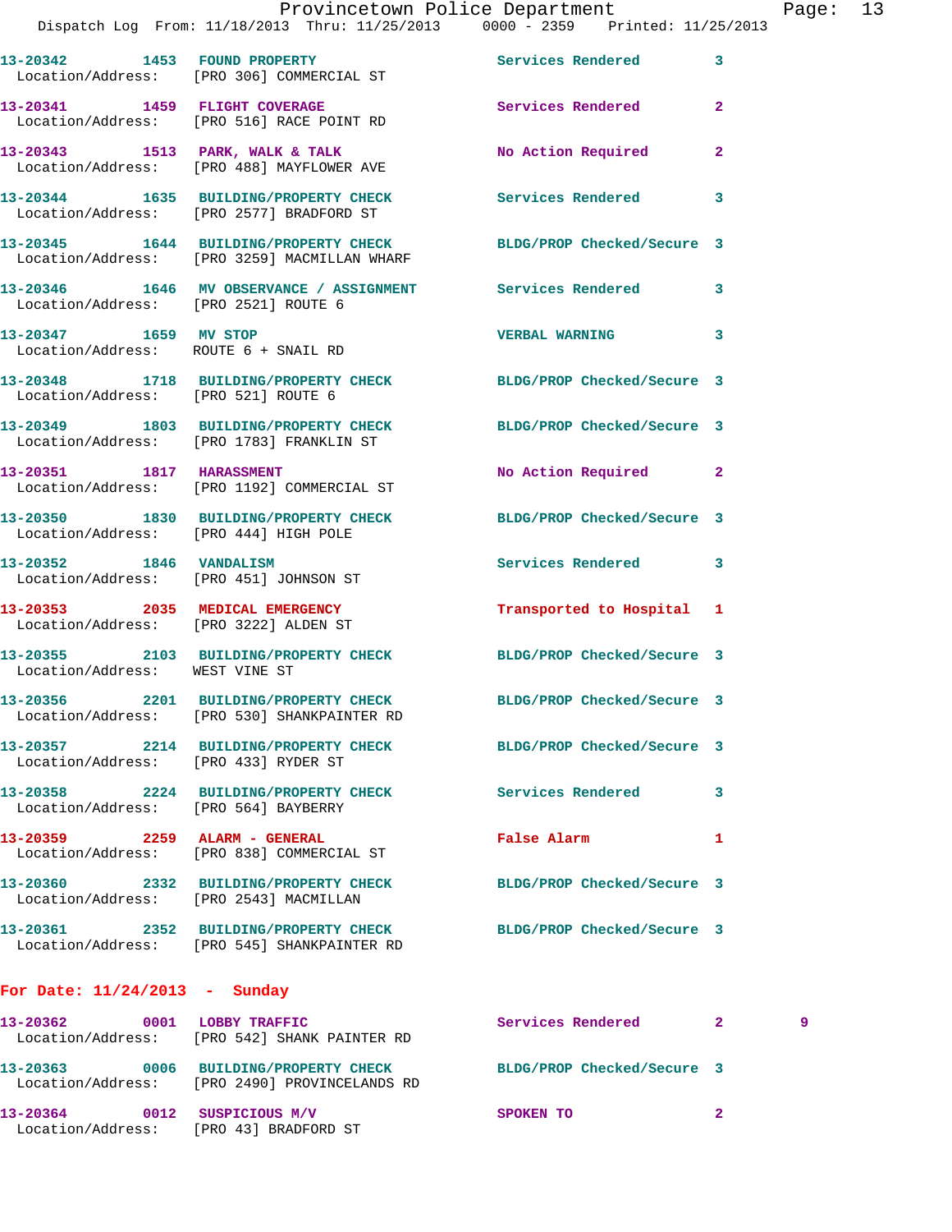13-20342 1453 FOUND PROPERTY Services Rendered 3
Location/Address: [PRO 306] COMMERCIAL ST

13-20341 1459 FLIGHT COVERAGE Services Rendered 2
Location/Address: [PRO 516] RACE POINT RD

13-20343 1513 PARK, WALK & TALK No Action Required 2
Location/Address: [PRO 488] MAYFLOWER AVE

13-20344 1635 BUILDING/PROPERTY CHECK Services Rendered 3
Location/Address: [PRO 2577] BRADFORD ST

13-20345 1644 BUILDING/PROPERTY CHECK BLDG/PROP Checked/Secure 3
Location/Address: [PRO 3259] MACMILLAN WHARF

13-20346 1646 MV OBSERVANCE / ASSIGNMENT Services Rendered 3
Location/Address: [PRO 2521] ROUTE 6

13-20347 1659 MV STOP VERBAL WARNING 3
Location/Address: ROUTE 6 + SNAIL RD

13-20348 1718 BUILDING/PROPERTY CHECK BLDG/PROP Checked/Secure 3
Location/Address: [PRO 521] ROUTE 6

13-20349 1803 BUILDING/PROPERTY CHECK BLDG/PROP Checked/Secure 3
Location/Address: [PRO 1783] FRANKLIN ST

13-20351 1817 HARASSMENT No Action Required 2
Location/Address: [PRO 1192] COMMERCIAL ST

13-20350 1830 BUILDING/PROPERTY CHECK BLDG/PROP Checked/Secure 3
Location/Address: [PRO 444] HIGH POLE

13-20352 1846 VANDALISM Services Rendered 3
Location/Address: [PRO 451] JOHNSON ST

13-20353 2035 MEDICAL EMERGENCY Transported to Hospital 1
Location/Address: [PRO 3222] ALDEN ST

13-20355 2103 BUILDING/PROPERTY CHECK BLDG/PROP Checked/Secure 3
Location/Address: WEST VINE ST

13-20356 2201 BUILDING/PROPERTY CHECK BLDG/PROP Checked/Secure 3
Location/Address: [PRO 530] SHANKPAINTER RD

13-20357 2214 BUILDING/PROPERTY CHECK BLDG/PROP Checked/Secure 3
Location/Address: [PRO 433] RYDER ST

13-20358 2224 BUILDING/PROPERTY CHECK Services Rendered 3
Location/Address: [PRO 564] BAYBERRY

13-20359 2259 ALARM - GENERAL False Alarm 1
Location/Address: [PRO 838] COMMERCIAL ST

13-20360 2332 BUILDING/PROPERTY CHECK BLDG/PROP Checked/Secure 3
Location/Address: [PRO 2543] MACMILLAN

13-20361 2352 BUILDING/PROPERTY CHECK BLDG/PROP Checked/Secure 3
Location/Address: [PRO 545] SHANKPAINTER RD

## For Date: 11/24/2013 - Sunday

13-20362 0001 LOBBY TRAFFIC Services Rendered 2 9
Location/Address: [PRO 542] SHANK PAINTER RD

13-20363 0006 BUILDING/PROPERTY CHECK BLDG/PROP Checked/Secure 3
Location/Address: [PRO 2490] PROVINCELANDS RD

13-20364 0012 SUSPICIOUS M/V SPOKEN TO 2
Location/Address: [PRO 43] BRADFORD ST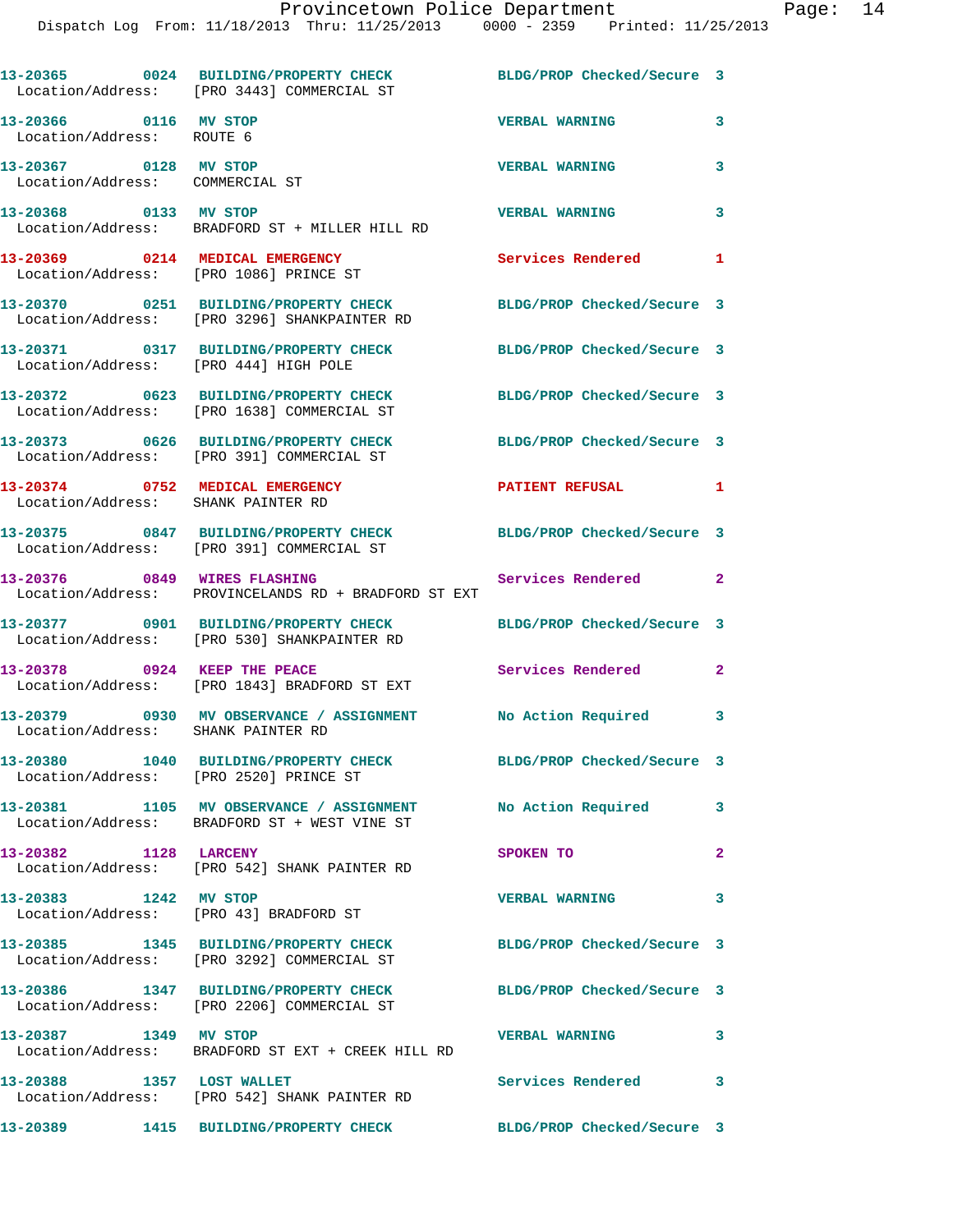13-20365 0024 BUILDING/PROPERTY CHECK BLDG/PROP Checked/Secure 3
Location/Address: [PRO 3443] COMMERCIAL ST

13-20366 0116 MV STOP VERBAL WARNING 3
Location/Address: ROUTE 6

13-20367 0128 MV STOP VERBAL WARNING 3
Location/Address: COMMERCIAL ST

13-20368 0133 MV STOP VERBAL WARNING 3
Location/Address: BRADFORD ST + MILLER HILL RD

13-20369 0214 MEDICAL EMERGENCY Services Rendered 1
Location/Address: [PRO 1086] PRINCE ST

13-20370 0251 BUILDING/PROPERTY CHECK BLDG/PROP Checked/Secure 3
Location/Address: [PRO 3296] SHANKPAINTER RD

13-20371 0317 BUILDING/PROPERTY CHECK BLDG/PROP Checked/Secure 3
Location/Address: [PRO 444] HIGH POLE

13-20372 0623 BUILDING/PROPERTY CHECK BLDG/PROP Checked/Secure 3
Location/Address: [PRO 1638] COMMERCIAL ST

13-20373 0626 BUILDING/PROPERTY CHECK BLDG/PROP Checked/Secure 3
Location/Address: [PRO 391] COMMERCIAL ST

13-20374 0752 MEDICAL EMERGENCY PATIENT REFUSAL 1
Location/Address: SHANK PAINTER RD

13-20375 0847 BUILDING/PROPERTY CHECK BLDG/PROP Checked/Secure 3
Location/Address: [PRO 391] COMMERCIAL ST

13-20376 0849 WIRES FLASHING Services Rendered 2
Location/Address: PROVINCELANDS RD + BRADFORD ST EXT

13-20377 0901 BUILDING/PROPERTY CHECK BLDG/PROP Checked/Secure 3
Location/Address: [PRO 530] SHANKPAINTER RD

13-20378 0924 KEEP THE PEACE Services Rendered 2
Location/Address: [PRO 1843] BRADFORD ST EXT

13-20379 0930 MV OBSERVANCE / ASSIGNMENT No Action Required 3
Location/Address: SHANK PAINTER RD

13-20380 1040 BUILDING/PROPERTY CHECK BLDG/PROP Checked/Secure 3
Location/Address: [PRO 2520] PRINCE ST

13-20381 1105 MV OBSERVANCE / ASSIGNMENT No Action Required 3
Location/Address: BRADFORD ST + WEST VINE ST

13-20382 1128 LARCENY SPOKEN TO 2
Location/Address: [PRO 542] SHANK PAINTER RD

13-20383 1242 MV STOP VERBAL WARNING 3
Location/Address: [PRO 43] BRADFORD ST

13-20385 1345 BUILDING/PROPERTY CHECK BLDG/PROP Checked/Secure 3
Location/Address: [PRO 3292] COMMERCIAL ST

13-20386 1347 BUILDING/PROPERTY CHECK BLDG/PROP Checked/Secure 3
Location/Address: [PRO 2206] COMMERCIAL ST

13-20387 1349 MV STOP VERBAL WARNING 3
Location/Address: BRADFORD ST EXT + CREEK HILL RD

13-20388 1357 LOST WALLET Services Rendered 3
Location/Address: [PRO 542] SHANK PAINTER RD

13-20389 1415 BUILDING/PROPERTY CHECK BLDG/PROP Checked/Secure 3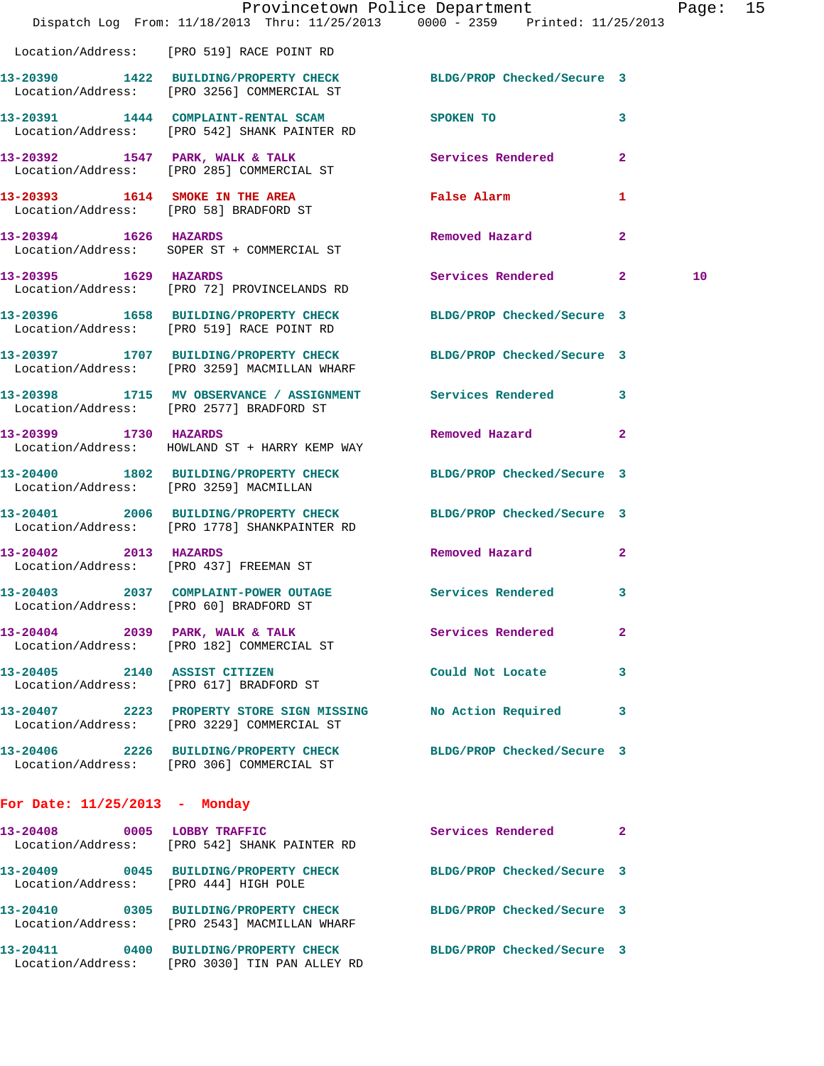Location/Address: [PRO 519] RACE POINT RD

| | | | | | | |
|---|---|---|---|---|---|---|
| 13-20390 | 1422 | BUILDING/PROPERTY CHECK | BLDG/PROP Checked/Secure | 3 | | |
| | Location/Address: | [PRO 3256] COMMERCIAL ST | | | | |
| 13-20391 | 1444 | COMPLAINT-RENTAL SCAM | SPOKEN TO | 3 | | |
| | Location/Address: | [PRO 542] SHANK PAINTER RD | | | | |
| 13-20392 | 1547 | PARK, WALK & TALK | Services Rendered | 2 | | |
| | Location/Address: | [PRO 285] COMMERCIAL ST | | | | |
| 13-20393 | 1614 | SMOKE IN THE AREA | False Alarm | 1 | | |
| | Location/Address: | [PRO 58] BRADFORD ST | | | | |
| 13-20394 | 1626 | HAZARDS | Removed Hazard | 2 | | |
| | Location/Address: | SOPER ST + COMMERCIAL ST | | | | |
| 13-20395 | 1629 | HAZARDS | Services Rendered | 2 | 10 | |
| | Location/Address: | [PRO 72] PROVINCELANDS RD | | | | |
| 13-20396 | 1658 | BUILDING/PROPERTY CHECK | BLDG/PROP Checked/Secure | 3 | | |
| | Location/Address: | [PRO 519] RACE POINT RD | | | | |
| 13-20397 | 1707 | BUILDING/PROPERTY CHECK | BLDG/PROP Checked/Secure | 3 | | |
| | Location/Address: | [PRO 3259] MACMILLAN WHARF | | | | |
| 13-20398 | 1715 | MV OBSERVANCE / ASSIGNMENT | Services Rendered | 3 | | |
| | Location/Address: | [PRO 2577] BRADFORD ST | | | | |
| 13-20399 | 1730 | HAZARDS | Removed Hazard | 2 | | |
| | Location/Address: | HOWLAND ST + HARRY KEMP WAY | | | | |
| 13-20400 | 1802 | BUILDING/PROPERTY CHECK | BLDG/PROP Checked/Secure | 3 | | |
| | Location/Address: | [PRO 3259] MACMILLAN | | | | |
| 13-20401 | 2006 | BUILDING/PROPERTY CHECK | BLDG/PROP Checked/Secure | 3 | | |
| | Location/Address: | [PRO 1778] SHANKPAINTER RD | | | | |
| 13-20402 | 2013 | HAZARDS | Removed Hazard | 2 | | |
| | Location/Address: | [PRO 437] FREEMAN ST | | | | |
| 13-20403 | 2037 | COMPLAINT-POWER OUTAGE | Services Rendered | 3 | | |
| | Location/Address: | [PRO 60] BRADFORD ST | | | | |
| 13-20404 | 2039 | PARK, WALK & TALK | Services Rendered | 2 | | |
| | Location/Address: | [PRO 182] COMMERCIAL ST | | | | |
| 13-20405 | 2140 | ASSIST CITIZEN | Could Not Locate | 3 | | |
| | Location/Address: | [PRO 617] BRADFORD ST | | | | |
| 13-20407 | 2223 | PROPERTY STORE SIGN MISSING | No Action Required | 3 | | |
| | Location/Address: | [PRO 3229] COMMERCIAL ST | | | | |
| 13-20406 | 2226 | BUILDING/PROPERTY CHECK | BLDG/PROP Checked/Secure | 3 | | |
| | Location/Address: | [PRO 306] COMMERCIAL ST | | | | |

**For Date: 11/25/2013 - Monday**

| | | | | |
|---|---|---|---|---|
| 13-20408 | 0005 | LOBBY TRAFFIC | Services Rendered | 2 |
| | Location/Address: | [PRO 542] SHANK PAINTER RD | | |
| 13-20409 | 0045 | BUILDING/PROPERTY CHECK | BLDG/PROP Checked/Secure | 3 |
| | Location/Address: | [PRO 444] HIGH POLE | | |
| 13-20410 | 0305 | BUILDING/PROPERTY CHECK | BLDG/PROP Checked/Secure | 3 |
| | Location/Address: | [PRO 2543] MACMILLAN WHARF | | |
| 13-20411 | 0400 | BUILDING/PROPERTY CHECK | BLDG/PROP Checked/Secure | 3 |
| | Location/Address: | [PRO 3030] TIN PAN ALLEY RD | | |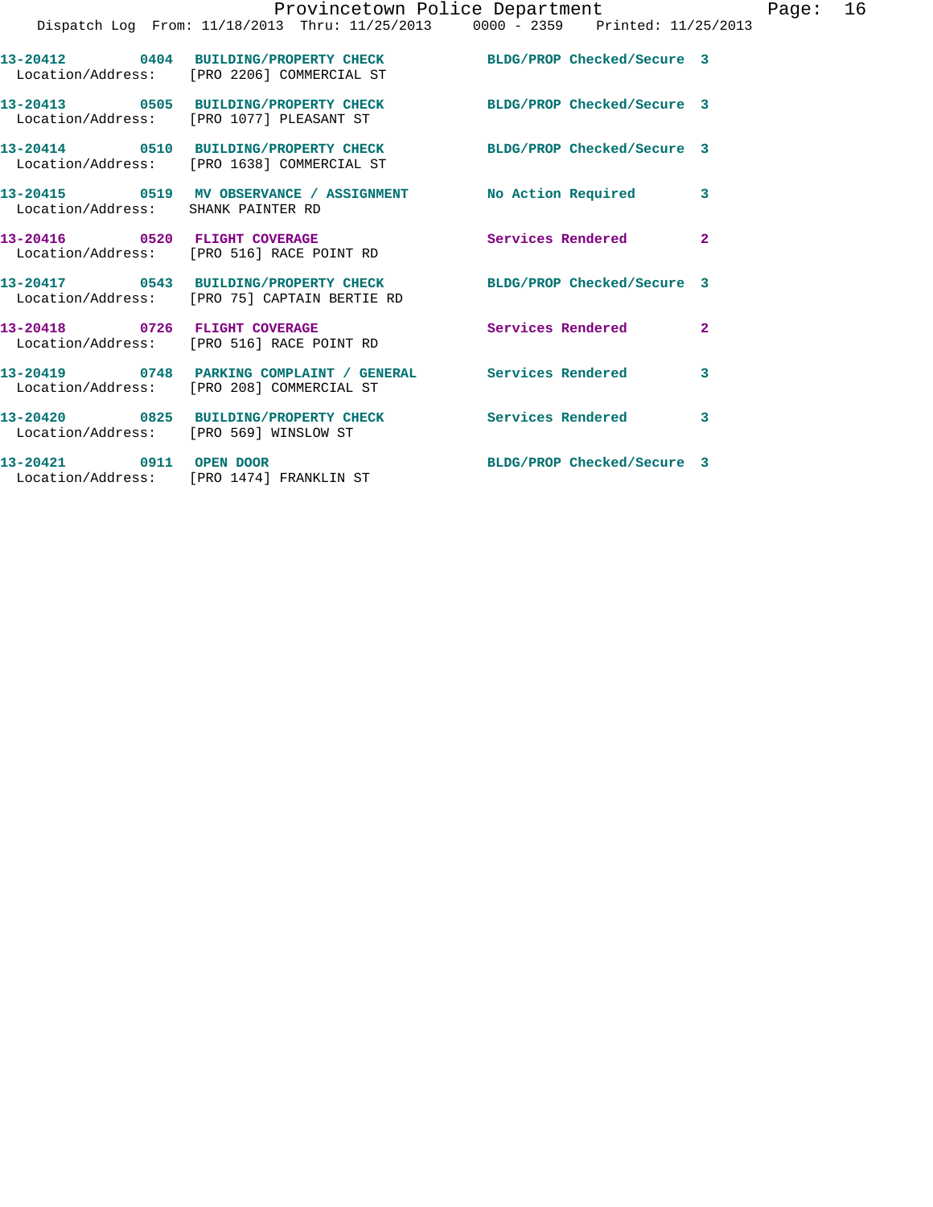13-20412 0404 BUILDING/PROPERTY CHECK BLDG/PROP Checked/Secure 3
Location/Address: [PRO 2206] COMMERCIAL ST

13-20413 0505 BUILDING/PROPERTY CHECK BLDG/PROP Checked/Secure 3
Location/Address: [PRO 1077] PLEASANT ST

13-20414 0510 BUILDING/PROPERTY CHECK BLDG/PROP Checked/Secure 3
Location/Address: [PRO 1638] COMMERCIAL ST

13-20415 0519 MV OBSERVANCE / ASSIGNMENT No Action Required 3
Location/Address: SHANK PAINTER RD

13-20416 0520 FLIGHT COVERAGE Services Rendered 2
Location/Address: [PRO 516] RACE POINT RD

13-20417 0543 BUILDING/PROPERTY CHECK BLDG/PROP Checked/Secure 3
Location/Address: [PRO 75] CAPTAIN BERTIE RD

13-20418 0726 FLIGHT COVERAGE Services Rendered 2
Location/Address: [PRO 516] RACE POINT RD

13-20419 0748 PARKING COMPLAINT / GENERAL Services Rendered 3
Location/Address: [PRO 208] COMMERCIAL ST

13-20420 0825 BUILDING/PROPERTY CHECK Services Rendered 3
Location/Address: [PRO 569] WINSLOW ST

13-20421 0911 OPEN DOOR BLDG/PROP Checked/Secure 3
Location/Address: [PRO 1474] FRANKLIN ST